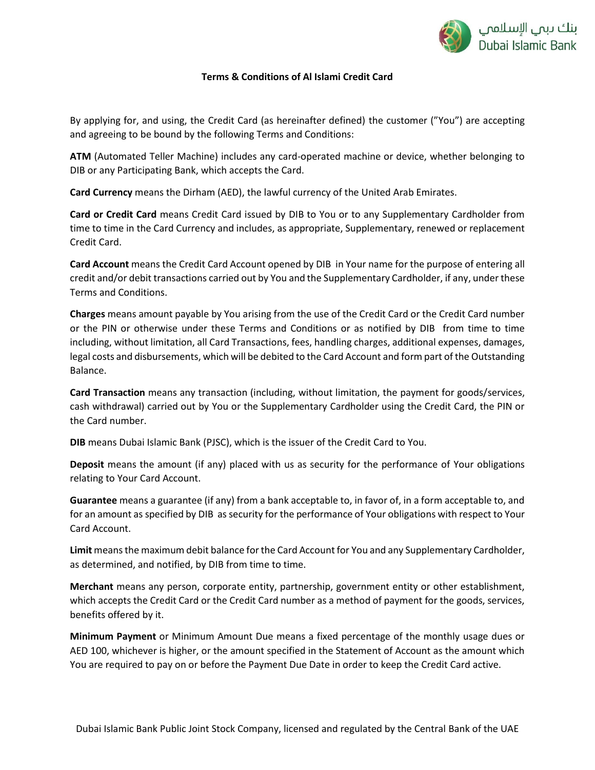# Terms & Conditions of Al Islami Credit Card

By applying for, and using, the Credit Card (as hereinafter defined) the customer ("You") are accepting and agreeing to be bound by the following Terms and Conditions:

**ATM** (Automated Teller Machine) includes any card-operated machine or device, whether belonging to DIB or any Participating Bank, which accepts the Card.

**Card Currency** means the Dirham (AED), the lawful currency of the United Arab Emirates.

**Card or Credit Card** means Credit Card issued by DIB to You or to any Supplementary Cardholder from time to time in the Card Currency and includes, as appropriate, Supplementary, renewed or replacement Credit Card.

**Card Account** means the Credit Card Account opened by DIB in Your name for the purpose of entering all credit and/or debit transactions carried out by You and the Supplementary Cardholder, if any, under these Terms and Conditions.

**Charges** means amount payable by You arising from the use of the Credit Card or the Credit Card number or the PIN or otherwise under these Terms and Conditions or as notified by DIB from time to time including, without limitation, all Card Transactions, fees, handling charges, additional expenses, damages, legal costs and disbursements, which will be debited to the Card Account and form part of the Outstanding Balance.

**Card Transaction** means any transaction (including, without limitation, the payment for goods/services, cash withdrawal) carried out by You or the Supplementary Cardholder using the Credit Card, the PIN or the Card number.

**DIB** means Dubai Islamic Bank (PJSC), which is the issuer of the Credit Card to You.

**Deposit** means the amount (if any) placed with us as security for the performance of Your obligations relating to Your Card Account.

**Guarantee** means a guarantee (if any) from a bank acceptable to, in favor of, in a form acceptable to, and for an amount as specified by DIB as security for the performance of Your obligations with respect to Your Card Account.

**Limit** means the maximum debit balance for the Card Account for You and any Supplementary Cardholder, as determined, and notified, by DIB from time to time.

**Merchant** means any person, corporate entity, partnership, government entity or other establishment, which accepts the Credit Card or the Credit Card number as a method of payment for the goods, services, benefits offered by it.

**Minimum Payment** or Minimum Amount Due means a fixed percentage of the monthly usage dues or AED 100, whichever is higher, or the amount specified in the Statement of Account as the amount which You are required to pay on or before the Payment Due Date in order to keep the Credit Card active.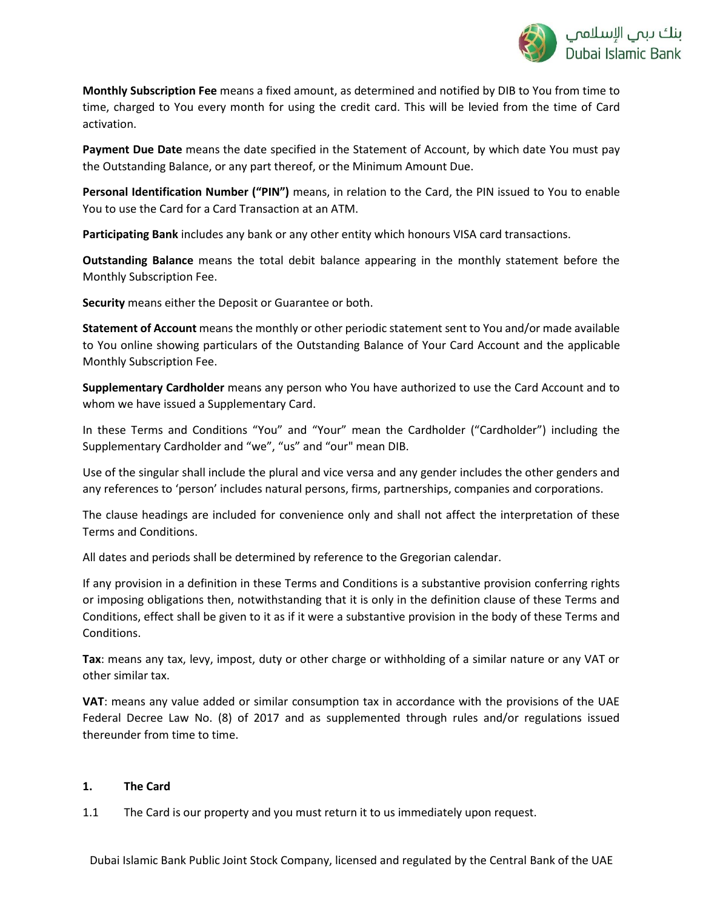**Monthly Subscription Fee** means a fixed amount, as determined and notified by DIB to You from time to time, charged to You every month for using the credit card. This will be levied from the time of Card activation.

**Payment Due Date** means the date specified in the Statement of Account, by which date You must pay the Outstanding Balance, or any part thereof, or the Minimum Amount Due.

**Personal Identification Number ("PIN")** means, in relation to the Card, the PIN issued to You to enable You to use the Card for a Card Transaction at an ATM.

**Participating Bank** includes any bank or any other entity which honours VISA card transactions.

**Outstanding Balance** means the total debit balance appearing in the monthly statement before the Monthly Subscription Fee.

**Security** means either the Deposit or Guarantee or both.

**Statement of Account** means the monthly or other periodic statement sent to You and/or made available to You online showing particulars of the Outstanding Balance of Your Card Account and the applicable Monthly Subscription Fee.

**Supplementary Cardholder** means any person who You have authorized to use the Card Account and to whom we have issued a Supplementary Card.

In these Terms and Conditions "You" and "Your" mean the Cardholder ("Cardholder") including the Supplementary Cardholder and "we", "us" and "our" mean DIB.

Use of the singular shall include the plural and vice versa and any gender includes the other genders and any references to 'person' includes natural persons, firms, partnerships, companies and corporations.

The clause headings are included for convenience only and shall not affect the interpretation of these Terms and Conditions.

All dates and periods shall be determined by reference to the Gregorian calendar.

If any provision in a definition in these Terms and Conditions is a substantive provision conferring rights or imposing obligations then, notwithstanding that it is only in the definition clause of these Terms and Conditions, effect shall be given to it as if it were a substantive provision in the body of these Terms and Conditions.

**Tax**: means any tax, levy, impost, duty or other charge or withholding of a similar nature or any VAT or other similar tax.

**VAT**: means any value added or similar consumption tax in accordance with the provisions of the UAE Federal Decree Law No. (8) of 2017 and as supplemented through rules and/or regulations issued thereunder from time to time.

## 1. The Card

1.1 The Card is our property and you must return it to us immediately upon request.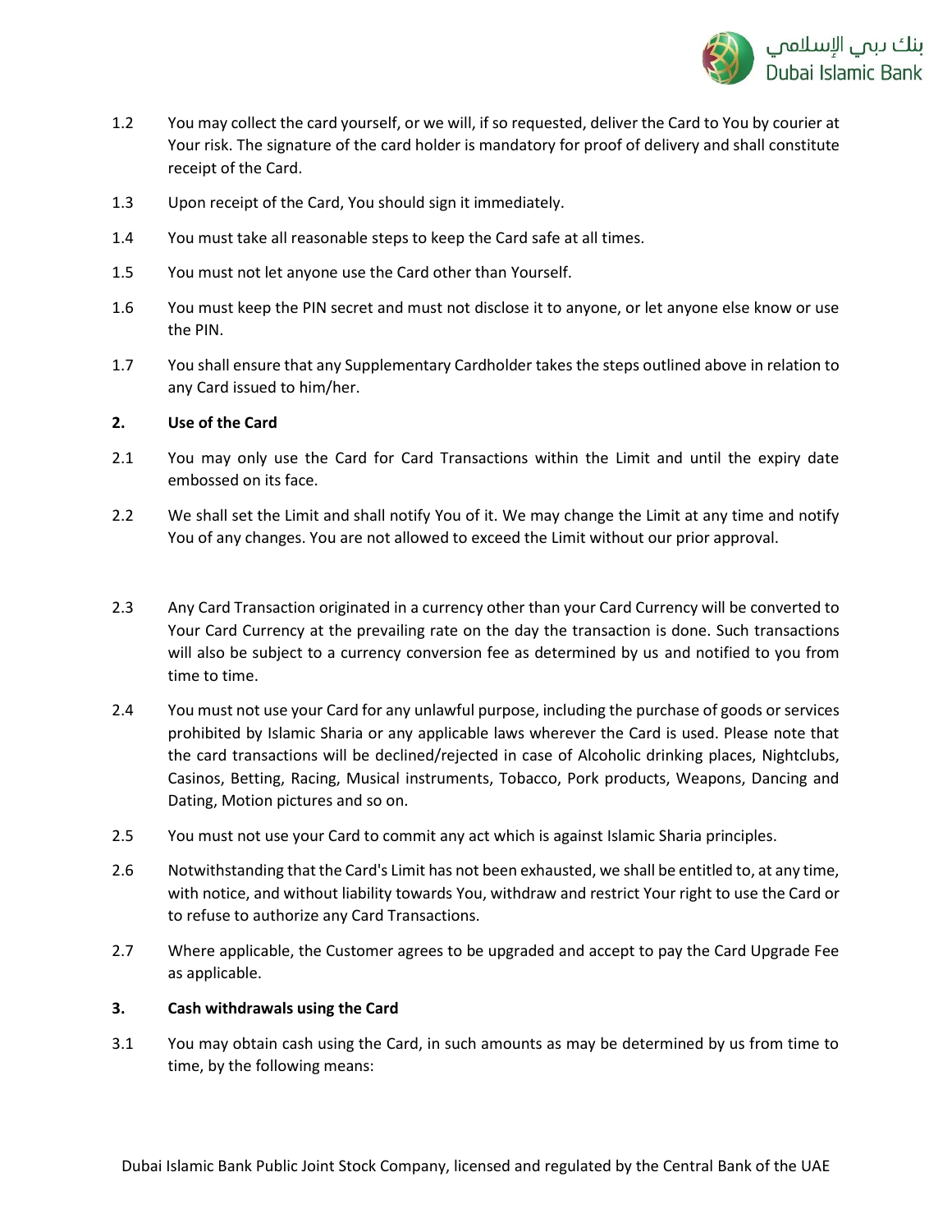1.2 You may collect the card yourself, or we will, if so requested, deliver the Card to You by courier at Your risk. The signature of the card holder is mandatory for proof of delivery and shall constitute receipt of the Card.

1.3 Upon receipt of the Card, You should sign it immediately.

1.4 You must take all reasonable steps to keep the Card safe at all times.

1.5 You must not let anyone use the Card other than Yourself.

1.6 You must keep the PIN secret and must not disclose it to anyone, or let anyone else know or use the PIN.

1.7 You shall ensure that any Supplementary Cardholder takes the steps outlined above in relation to any Card issued to him/her.

## 2. Use of the Card

2.1 You may only use the Card for Card Transactions within the Limit and until the expiry date embossed on its face.

2.2 We shall set the Limit and shall notify You of it. We may change the Limit at any time and notify You of any changes. You are not allowed to exceed the Limit without our prior approval.

2.3 Any Card Transaction originated in a currency other than your Card Currency will be converted to Your Card Currency at the prevailing rate on the day the transaction is done. Such transactions will also be subject to a currency conversion fee as determined by us and notified to you from time to time.

2.4 You must not use your Card for any unlawful purpose, including the purchase of goods or services prohibited by Islamic Sharia or any applicable laws wherever the Card is used. Please note that the card transactions will be declined/rejected in case of Alcoholic drinking places, Nightclubs, Casinos, Betting, Racing, Musical instruments, Tobacco, Pork products, Weapons, Dancing and Dating, Motion pictures and so on.

2.5 You must not use your Card to commit any act which is against Islamic Sharia principles.

2.6 Notwithstanding that the Card's Limit has not been exhausted, we shall be entitled to, at any time, with notice, and without liability towards You, withdraw and restrict Your right to use the Card or to refuse to authorize any Card Transactions.

2.7 Where applicable, the Customer agrees to be upgraded and accept to pay the Card Upgrade Fee as applicable.

## 3. Cash withdrawals using the Card

3.1 You may obtain cash using the Card, in such amounts as may be determined by us from time to time, by the following means: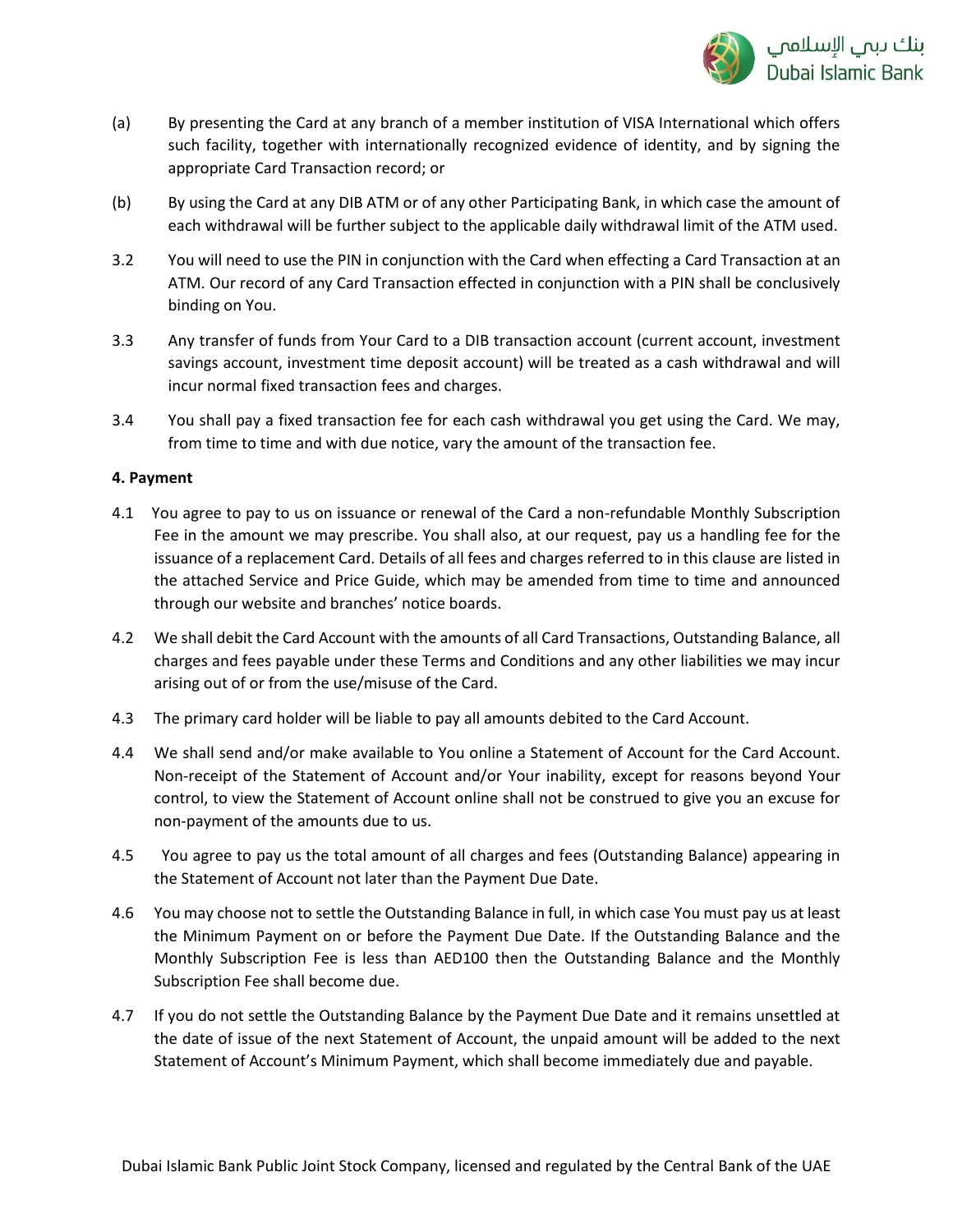(a) By presenting the Card at any branch of a member institution of VISA International which offers such facility, together with internationally recognized evidence of identity, and by signing the appropriate Card Transaction record; or

(b) By using the Card at any DIB ATM or of any other Participating Bank, in which case the amount of each withdrawal will be further subject to the applicable daily withdrawal limit of the ATM used.

3.2 You will need to use the PIN in conjunction with the Card when effecting a Card Transaction at an ATM. Our record of any Card Transaction effected in conjunction with a PIN shall be conclusively binding on You.

3.3 Any transfer of funds from Your Card to a DIB transaction account (current account, investment savings account, investment time deposit account) will be treated as a cash withdrawal and will incur normal fixed transaction fees and charges.

3.4 You shall pay a fixed transaction fee for each cash withdrawal you get using the Card. We may, from time to time and with due notice, vary the amount of the transaction fee.

**4. Payment**

4.1 You agree to pay to us on issuance or renewal of the Card a non-refundable Monthly Subscription Fee in the amount we may prescribe. You shall also, at our request, pay us a handling fee for the issuance of a replacement Card. Details of all fees and charges referred to in this clause are listed in the attached Service and Price Guide, which may be amended from time to time and announced through our website and branches' notice boards.

4.2 We shall debit the Card Account with the amounts of all Card Transactions, Outstanding Balance, all charges and fees payable under these Terms and Conditions and any other liabilities we may incur arising out of or from the use/misuse of the Card.

4.3 The primary card holder will be liable to pay all amounts debited to the Card Account.

4.4 We shall send and/or make available to You online a Statement of Account for the Card Account. Non-receipt of the Statement of Account and/or Your inability, except for reasons beyond Your control, to view the Statement of Account online shall not be construed to give you an excuse for non-payment of the amounts due to us.

4.5 You agree to pay us the total amount of all charges and fees (Outstanding Balance) appearing in the Statement of Account not later than the Payment Due Date.

4.6 You may choose not to settle the Outstanding Balance in full, in which case You must pay us at least the Minimum Payment on or before the Payment Due Date. If the Outstanding Balance and the Monthly Subscription Fee is less than AED100 then the Outstanding Balance and the Monthly Subscription Fee shall become due.

4.7 If you do not settle the Outstanding Balance by the Payment Due Date and it remains unsettled at the date of issue of the next Statement of Account, the unpaid amount will be added to the next Statement of Account's Minimum Payment, which shall become immediately due and payable.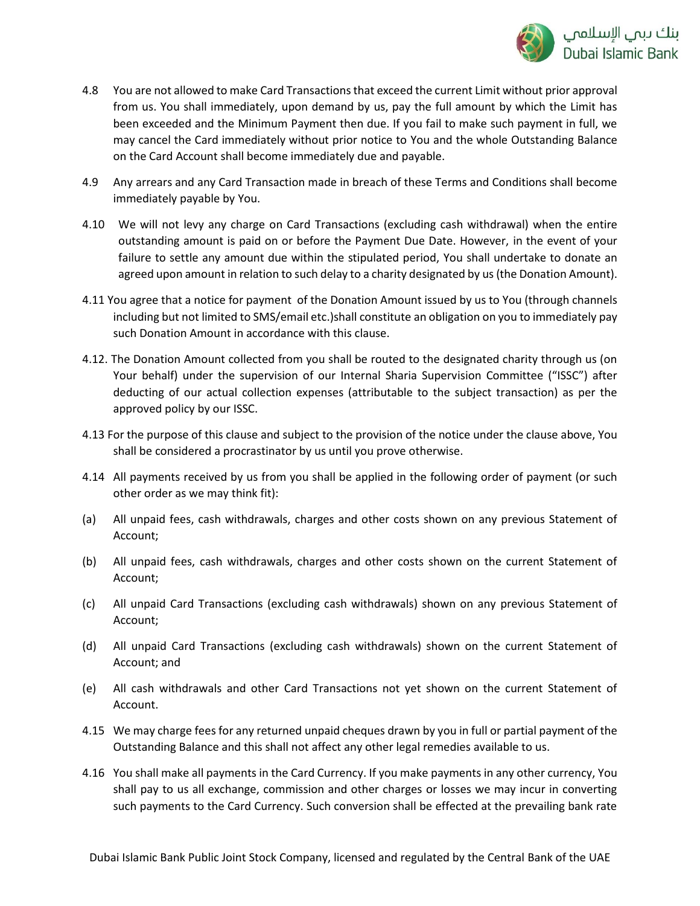4.8 You are not allowed to make Card Transactions that exceed the current Limit without prior approval from us. You shall immediately, upon demand by us, pay the full amount by which the Limit has been exceeded and the Minimum Payment then due. If you fail to make such payment in full, we may cancel the Card immediately without prior notice to You and the whole Outstanding Balance on the Card Account shall become immediately due and payable.

4.9 Any arrears and any Card Transaction made in breach of these Terms and Conditions shall become immediately payable by You.

4.10 We will not levy any charge on Card Transactions (excluding cash withdrawal) when the entire outstanding amount is paid on or before the Payment Due Date. However, in the event of your failure to settle any amount due within the stipulated period, You shall undertake to donate an agreed upon amount in relation to such delay to a charity designated by us (the Donation Amount).

4.11 You agree that a notice for payment of the Donation Amount issued by us to You (through channels including but not limited to SMS/email etc.)shall constitute an obligation on you to immediately pay such Donation Amount in accordance with this clause.

4.12. The Donation Amount collected from you shall be routed to the designated charity through us (on Your behalf) under the supervision of our Internal Sharia Supervision Committee ("ISSC") after deducting of our actual collection expenses (attributable to the subject transaction) as per the approved policy by our ISSC.

4.13 For the purpose of this clause and subject to the provision of the notice under the clause above, You shall be considered a procrastinator by us until you prove otherwise.

4.14 All payments received by us from you shall be applied in the following order of payment (or such other order as we may think fit):

(a) All unpaid fees, cash withdrawals, charges and other costs shown on any previous Statement of Account;

(b) All unpaid fees, cash withdrawals, charges and other costs shown on the current Statement of Account;

(c) All unpaid Card Transactions (excluding cash withdrawals) shown on any previous Statement of Account;

(d) All unpaid Card Transactions (excluding cash withdrawals) shown on the current Statement of Account; and

(e) All cash withdrawals and other Card Transactions not yet shown on the current Statement of Account.

4.15 We may charge fees for any returned unpaid cheques drawn by you in full or partial payment of the Outstanding Balance and this shall not affect any other legal remedies available to us.

4.16 You shall make all payments in the Card Currency. If you make payments in any other currency, You shall pay to us all exchange, commission and other charges or losses we may incur in converting such payments to the Card Currency. Such conversion shall be effected at the prevailing bank rate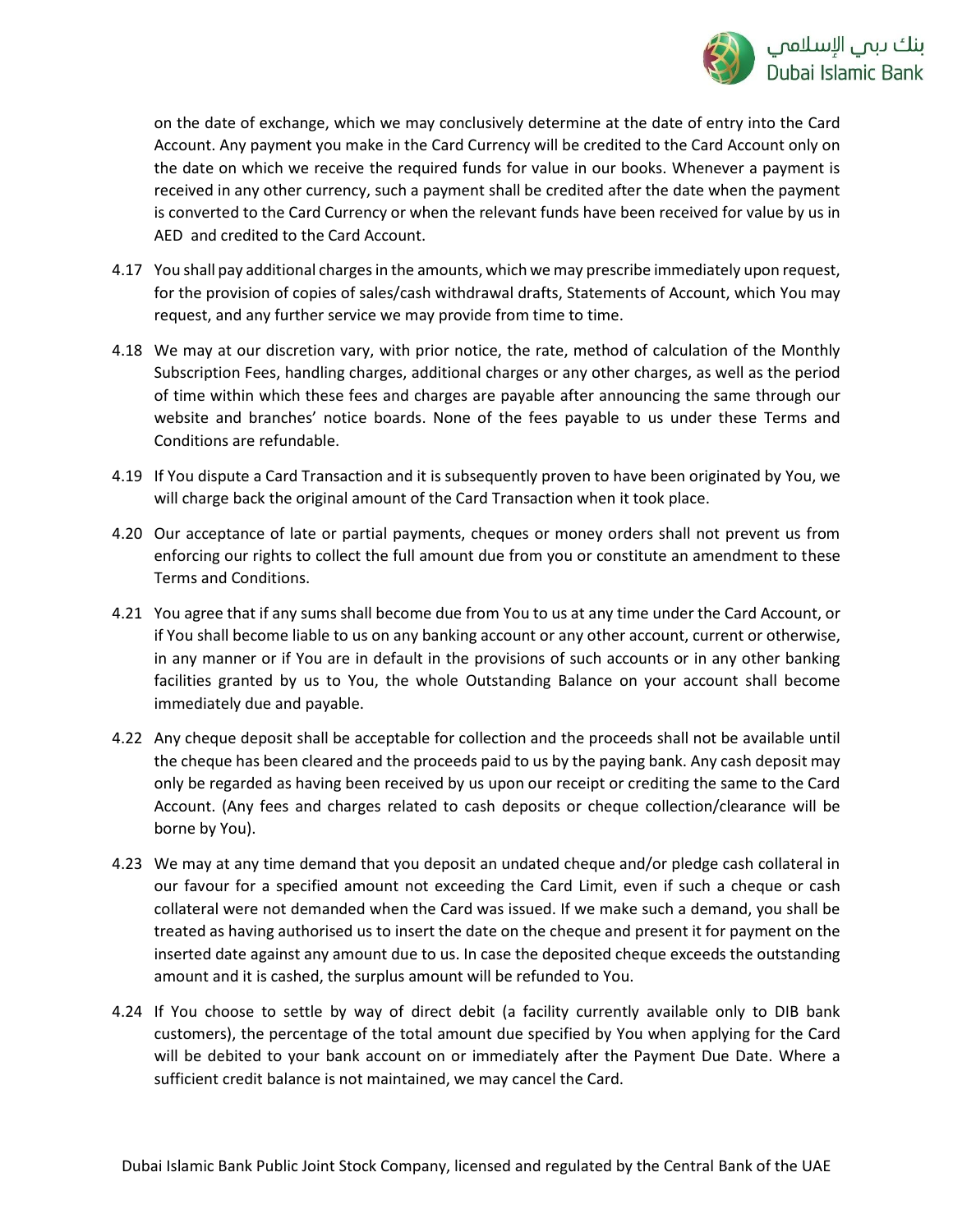on the date of exchange, which we may conclusively determine at the date of entry into the Card Account. Any payment you make in the Card Currency will be credited to the Card Account only on the date on which we receive the required funds for value in our books. Whenever a payment is received in any other currency, such a payment shall be credited after the date when the payment is converted to the Card Currency or when the relevant funds have been received for value by us in AED and credited to the Card Account.

4.17 You shall pay additional charges in the amounts, which we may prescribe immediately upon request, for the provision of copies of sales/cash withdrawal drafts, Statements of Account, which You may request, and any further service we may provide from time to time.

4.18 We may at our discretion vary, with prior notice, the rate, method of calculation of the Monthly Subscription Fees, handling charges, additional charges or any other charges, as well as the period of time within which these fees and charges are payable after announcing the same through our website and branches' notice boards. None of the fees payable to us under these Terms and Conditions are refundable.

4.19 If You dispute a Card Transaction and it is subsequently proven to have been originated by You, we will charge back the original amount of the Card Transaction when it took place.

4.20 Our acceptance of late or partial payments, cheques or money orders shall not prevent us from enforcing our rights to collect the full amount due from you or constitute an amendment to these Terms and Conditions.

4.21 You agree that if any sums shall become due from You to us at any time under the Card Account, or if You shall become liable to us on any banking account or any other account, current or otherwise, in any manner or if You are in default in the provisions of such accounts or in any other banking facilities granted by us to You, the whole Outstanding Balance on your account shall become immediately due and payable.

4.22 Any cheque deposit shall be acceptable for collection and the proceeds shall not be available until the cheque has been cleared and the proceeds paid to us by the paying bank. Any cash deposit may only be regarded as having been received by us upon our receipt or crediting the same to the Card Account. (Any fees and charges related to cash deposits or cheque collection/clearance will be borne by You).

4.23 We may at any time demand that you deposit an undated cheque and/or pledge cash collateral in our favour for a specified amount not exceeding the Card Limit, even if such a cheque or cash collateral were not demanded when the Card was issued. If we make such a demand, you shall be treated as having authorised us to insert the date on the cheque and present it for payment on the inserted date against any amount due to us. In case the deposited cheque exceeds the outstanding amount and it is cashed, the surplus amount will be refunded to You.

4.24 If You choose to settle by way of direct debit (a facility currently available only to DIB bank customers), the percentage of the total amount due specified by You when applying for the Card will be debited to your bank account on or immediately after the Payment Due Date. Where a sufficient credit balance is not maintained, we may cancel the Card.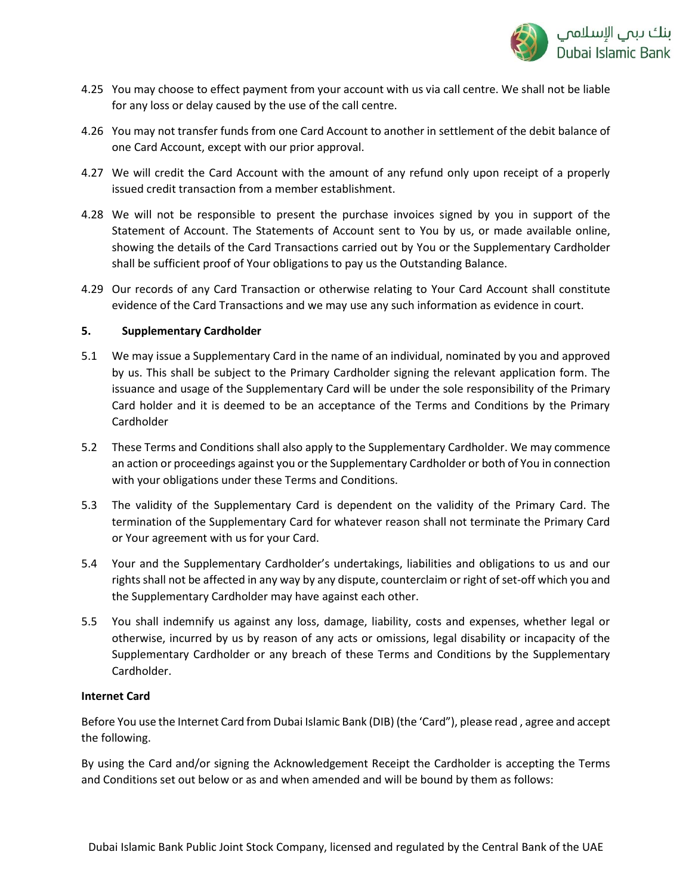4.25 You may choose to effect payment from your account with us via call centre. We shall not be liable for any loss or delay caused by the use of the call centre.

4.26 You may not transfer funds from one Card Account to another in settlement of the debit balance of one Card Account, except with our prior approval.

4.27 We will credit the Card Account with the amount of any refund only upon receipt of a properly issued credit transaction from a member establishment.

4.28 We will not be responsible to present the purchase invoices signed by you in support of the Statement of Account. The Statements of Account sent to You by us, or made available online, showing the details of the Card Transactions carried out by You or the Supplementary Cardholder shall be sufficient proof of Your obligations to pay us the Outstanding Balance.

4.29 Our records of any Card Transaction or otherwise relating to Your Card Account shall constitute evidence of the Card Transactions and we may use any such information as evidence in court.

**5. Supplementary Cardholder**

5.1 We may issue a Supplementary Card in the name of an individual, nominated by you and approved by us. This shall be subject to the Primary Cardholder signing the relevant application form. The issuance and usage of the Supplementary Card will be under the sole responsibility of the Primary Card holder and it is deemed to be an acceptance of the Terms and Conditions by the Primary Cardholder

5.2 These Terms and Conditions shall also apply to the Supplementary Cardholder. We may commence an action or proceedings against you or the Supplementary Cardholder or both of You in connection with your obligations under these Terms and Conditions.

5.3 The validity of the Supplementary Card is dependent on the validity of the Primary Card. The termination of the Supplementary Card for whatever reason shall not terminate the Primary Card or Your agreement with us for your Card.

5.4 Your and the Supplementary Cardholder's undertakings, liabilities and obligations to us and our rights shall not be affected in any way by any dispute, counterclaim or right of set-off which you and the Supplementary Cardholder may have against each other.

5.5 You shall indemnify us against any loss, damage, liability, costs and expenses, whether legal or otherwise, incurred by us by reason of any acts or omissions, legal disability or incapacity of the Supplementary Cardholder or any breach of these Terms and Conditions by the Supplementary Cardholder.

**Internet Card**

Before You use the Internet Card from Dubai Islamic Bank (DIB) (the 'Card"), please read , agree and accept the following.

By using the Card and/or signing the Acknowledgement Receipt the Cardholder is accepting the Terms and Conditions set out below or as and when amended and will be bound by them as follows: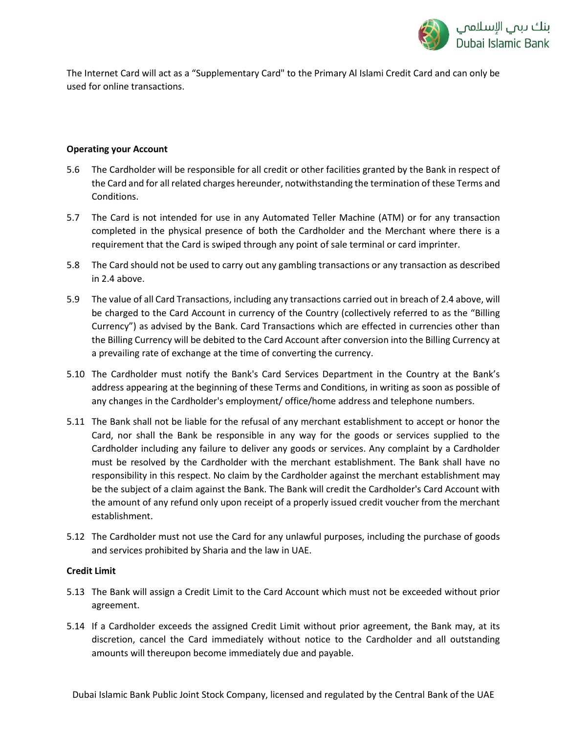The Internet Card will act as a “Supplementary Card" to the Primary Al Islami Credit Card and can only be used for online transactions.

**Operating your Account**

5.6 The Cardholder will be responsible for all credit or other facilities granted by the Bank in respect of the Card and for all related charges hereunder, notwithstanding the termination of these Terms and Conditions.

5.7 The Card is not intended for use in any Automated Teller Machine (ATM) or for any transaction completed in the physical presence of both the Cardholder and the Merchant where there is a requirement that the Card is swiped through any point of sale terminal or card imprinter.

5.8 The Card should not be used to carry out any gambling transactions or any transaction as described in 2.4 above.

5.9 The value of all Card Transactions, including any transactions carried out in breach of 2.4 above, will be charged to the Card Account in currency of the Country (collectively referred to as the “Billing Currency”) as advised by the Bank. Card Transactions which are effected in currencies other than the Billing Currency will be debited to the Card Account after conversion into the Billing Currency at a prevailing rate of exchange at the time of converting the currency.

5.10 The Cardholder must notify the Bank's Card Services Department in the Country at the Bank’s address appearing at the beginning of these Terms and Conditions, in writing as soon as possible of any changes in the Cardholder's employment/ office/home address and telephone numbers.

5.11 The Bank shall not be liable for the refusal of any merchant establishment to accept or honor the Card, nor shall the Bank be responsible in any way for the goods or services supplied to the Cardholder including any failure to deliver any goods or services. Any complaint by a Cardholder must be resolved by the Cardholder with the merchant establishment. The Bank shall have no responsibility in this respect. No claim by the Cardholder against the merchant establishment may be the subject of a claim against the Bank. The Bank will credit the Cardholder's Card Account with the amount of any refund only upon receipt of a properly issued credit voucher from the merchant establishment.

5.12 The Cardholder must not use the Card for any unlawful purposes, including the purchase of goods and services prohibited by Sharia and the law in UAE.

**Credit Limit**

5.13 The Bank will assign a Credit Limit to the Card Account which must not be exceeded without prior agreement.

5.14 If a Cardholder exceeds the assigned Credit Limit without prior agreement, the Bank may, at its discretion, cancel the Card immediately without notice to the Cardholder and all outstanding amounts will thereupon become immediately due and payable.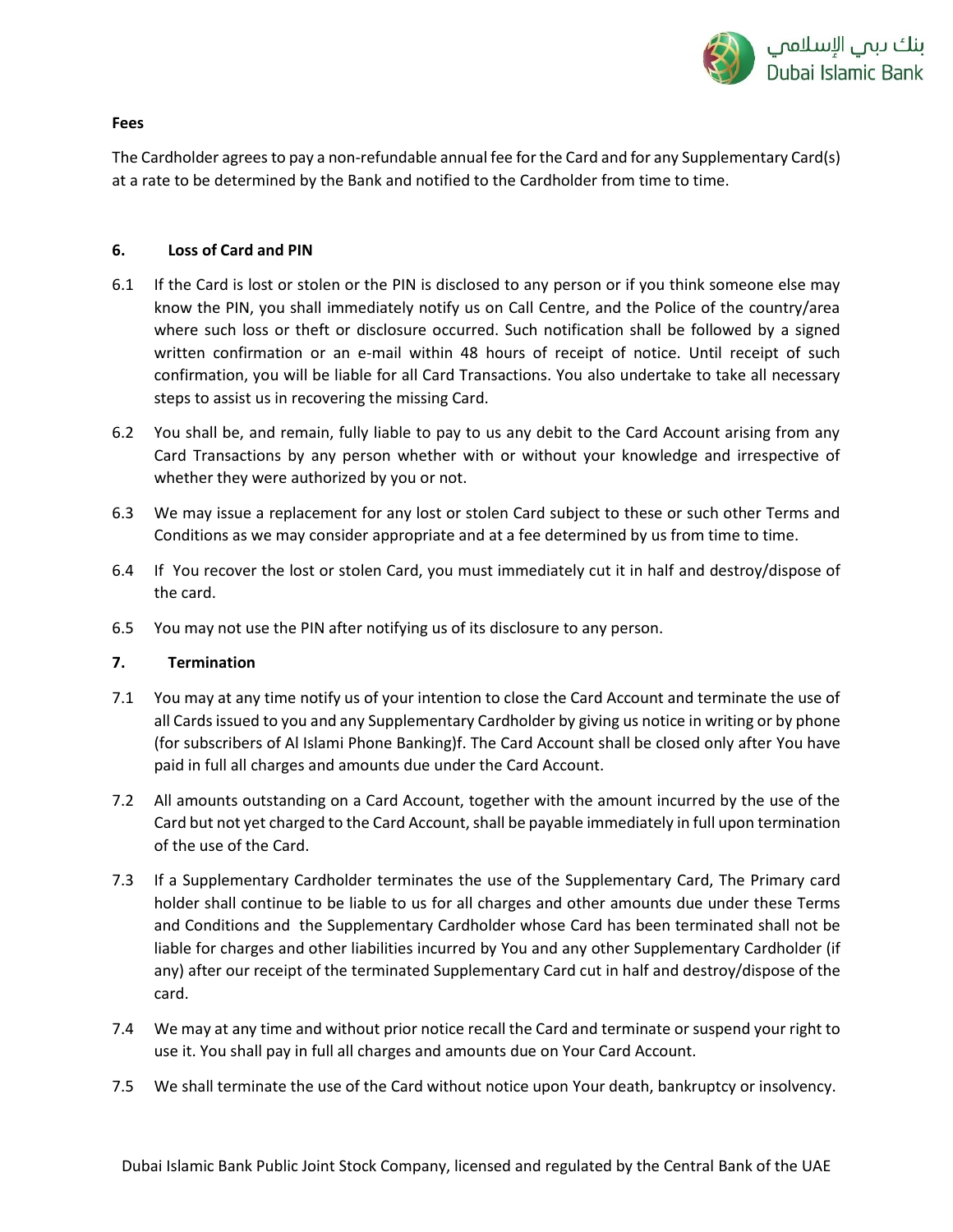**Fees**

The Cardholder agrees to pay a non-refundable annual fee for the Card and for any Supplementary Card(s) at a rate to be determined by the Bank and notified to the Cardholder from time to time.

**6. Loss of Card and PIN**

6.1 If the Card is lost or stolen or the PIN is disclosed to any person or if you think someone else may know the PIN, you shall immediately notify us on Call Centre, and the Police of the country/area where such loss or theft or disclosure occurred. Such notification shall be followed by a signed written confirmation or an e-mail within 48 hours of receipt of notice. Until receipt of such confirmation, you will be liable for all Card Transactions. You also undertake to take all necessary steps to assist us in recovering the missing Card.

6.2 You shall be, and remain, fully liable to pay to us any debit to the Card Account arising from any Card Transactions by any person whether with or without your knowledge and irrespective of whether they were authorized by you or not.

6.3 We may issue a replacement for any lost or stolen Card subject to these or such other Terms and Conditions as we may consider appropriate and at a fee determined by us from time to time.

6.4 If You recover the lost or stolen Card, you must immediately cut it in half and destroy/dispose of the card.

6.5 You may not use the PIN after notifying us of its disclosure to any person.

**7. Termination**

7.1 You may at any time notify us of your intention to close the Card Account and terminate the use of all Cards issued to you and any Supplementary Cardholder by giving us notice in writing or by phone (for subscribers of Al Islami Phone Banking)f. The Card Account shall be closed only after You have paid in full all charges and amounts due under the Card Account.

7.2 All amounts outstanding on a Card Account, together with the amount incurred by the use of the Card but not yet charged to the Card Account, shall be payable immediately in full upon termination of the use of the Card.

7.3 If a Supplementary Cardholder terminates the use of the Supplementary Card, The Primary card holder shall continue to be liable to us for all charges and other amounts due under these Terms and Conditions and the Supplementary Cardholder whose Card has been terminated shall not be liable for charges and other liabilities incurred by You and any other Supplementary Cardholder (if any) after our receipt of the terminated Supplementary Card cut in half and destroy/dispose of the card.

7.4 We may at any time and without prior notice recall the Card and terminate or suspend your right to use it. You shall pay in full all charges and amounts due on Your Card Account.

7.5 We shall terminate the use of the Card without notice upon Your death, bankruptcy or insolvency.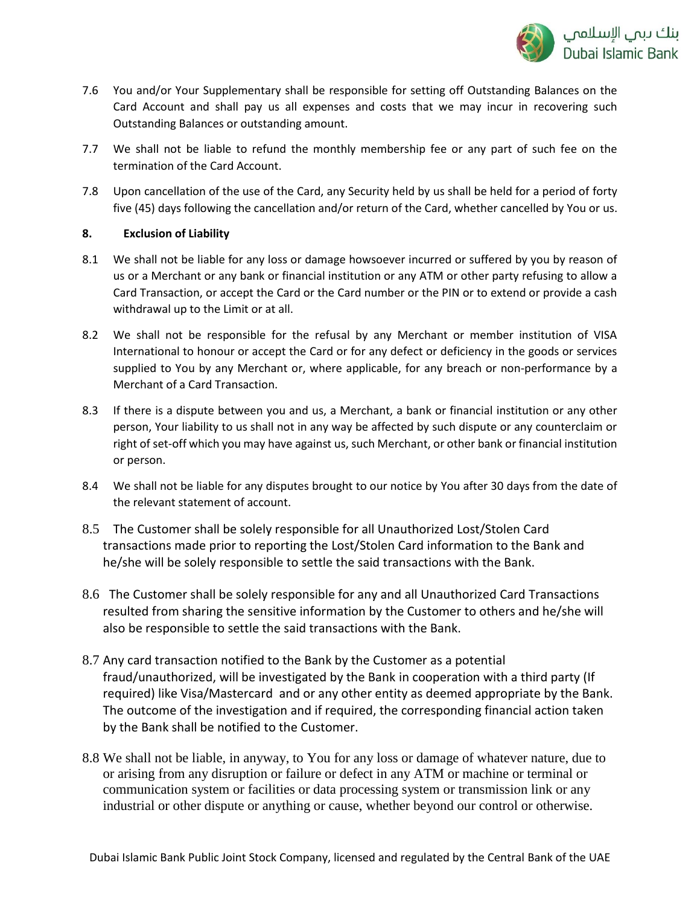7.6 You and/or Your Supplementary shall be responsible for setting off Outstanding Balances on the Card Account and shall pay us all expenses and costs that we may incur in recovering such Outstanding Balances or outstanding amount.

7.7 We shall not be liable to refund the monthly membership fee or any part of such fee on the termination of the Card Account.

7.8 Upon cancellation of the use of the Card, any Security held by us shall be held for a period of forty five (45) days following the cancellation and/or return of the Card, whether cancelled by You or us.

**8. Exclusion of Liability**

8.1 We shall not be liable for any loss or damage howsoever incurred or suffered by you by reason of us or a Merchant or any bank or financial institution or any ATM or other party refusing to allow a Card Transaction, or accept the Card or the Card number or the PIN or to extend or provide a cash withdrawal up to the Limit or at all.

8.2 We shall not be responsible for the refusal by any Merchant or member institution of VISA International to honour or accept the Card or for any defect or deficiency in the goods or services supplied to You by any Merchant or, where applicable, for any breach or non-performance by a Merchant of a Card Transaction.

8.3 If there is a dispute between you and us, a Merchant, a bank or financial institution or any other person, Your liability to us shall not in any way be affected by such dispute or any counterclaim or right of set-off which you may have against us, such Merchant, or other bank or financial institution or person.

8.4 We shall not be liable for any disputes brought to our notice by You after 30 days from the date of the relevant statement of account.

8.5 The Customer shall be solely responsible for all Unauthorized Lost/Stolen Card transactions made prior to reporting the Lost/Stolen Card information to the Bank and he/she will be solely responsible to settle the said transactions with the Bank.

8.6 The Customer shall be solely responsible for any and all Unauthorized Card Transactions resulted from sharing the sensitive information by the Customer to others and he/she will also be responsible to settle the said transactions with the Bank.

8.7 Any card transaction notified to the Bank by the Customer as a potential fraud/unauthorized, will be investigated by the Bank in cooperation with a third party (If required) like Visa/Mastercard and or any other entity as deemed appropriate by the Bank. The outcome of the investigation and if required, the corresponding financial action taken by the Bank shall be notified to the Customer.

8.8 We shall not be liable, in anyway, to You for any loss or damage of whatever nature, due to or arising from any disruption or failure or defect in any ATM or machine or terminal or communication system or facilities or data processing system or transmission link or any industrial or other dispute or anything or cause, whether beyond our control or otherwise.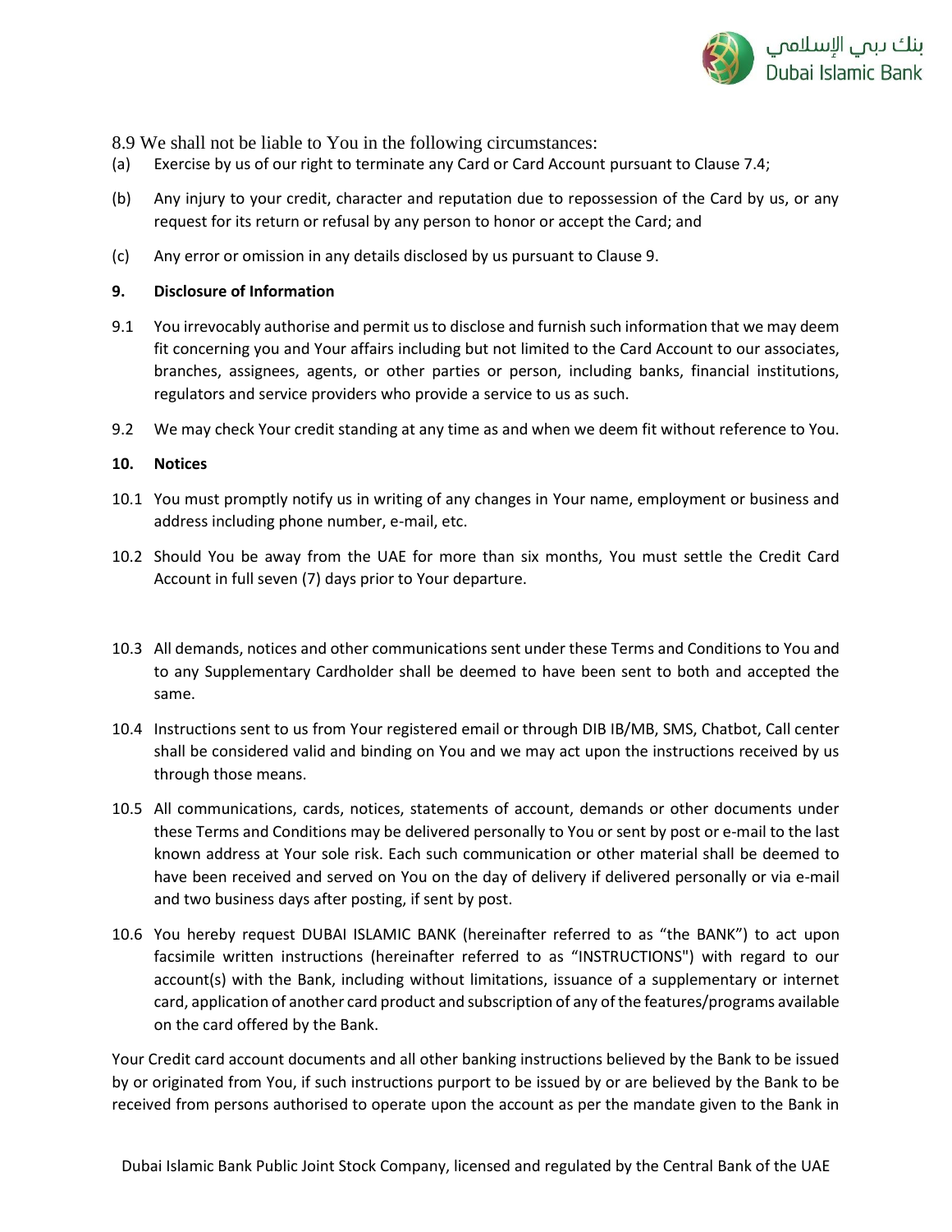8.9 We shall not be liable to You in the following circumstances:

(a) Exercise by us of our right to terminate any Card or Card Account pursuant to Clause 7.4;

(b) Any injury to your credit, character and reputation due to repossession of the Card by us, or any request for its return or refusal by any person to honor or accept the Card; and

(c) Any error or omission in any details disclosed by us pursuant to Clause 9.

**9. Disclosure of Information**

9.1 You irrevocably authorise and permit us to disclose and furnish such information that we may deem fit concerning you and Your affairs including but not limited to the Card Account to our associates, branches, assignees, agents, or other parties or person, including banks, financial institutions, regulators and service providers who provide a service to us as such.

9.2 We may check Your credit standing at any time as and when we deem fit without reference to You.

**10. Notices**

10.1 You must promptly notify us in writing of any changes in Your name, employment or business and address including phone number, e-mail, etc.

10.2 Should You be away from the UAE for more than six months, You must settle the Credit Card Account in full seven (7) days prior to Your departure.

10.3 All demands, notices and other communications sent under these Terms and Conditions to You and to any Supplementary Cardholder shall be deemed to have been sent to both and accepted the same.

10.4 Instructions sent to us from Your registered email or through DIB IB/MB, SMS, Chatbot, Call center shall be considered valid and binding on You and we may act upon the instructions received by us through those means.

10.5 All communications, cards, notices, statements of account, demands or other documents under these Terms and Conditions may be delivered personally to You or sent by post or e-mail to the last known address at Your sole risk. Each such communication or other material shall be deemed to have been received and served on You on the day of delivery if delivered personally or via e-mail and two business days after posting, if sent by post.

10.6 You hereby request DUBAI ISLAMIC BANK (hereinafter referred to as "the BANK") to act upon facsimile written instructions (hereinafter referred to as "INSTRUCTIONS") with regard to our account(s) with the Bank, including without limitations, issuance of a supplementary or internet card, application of another card product and subscription of any of the features/programs available on the card offered by the Bank.

Your Credit card account documents and all other banking instructions believed by the Bank to be issued by or originated from You, if such instructions purport to be issued by or are believed by the Bank to be received from persons authorised to operate upon the account as per the mandate given to the Bank in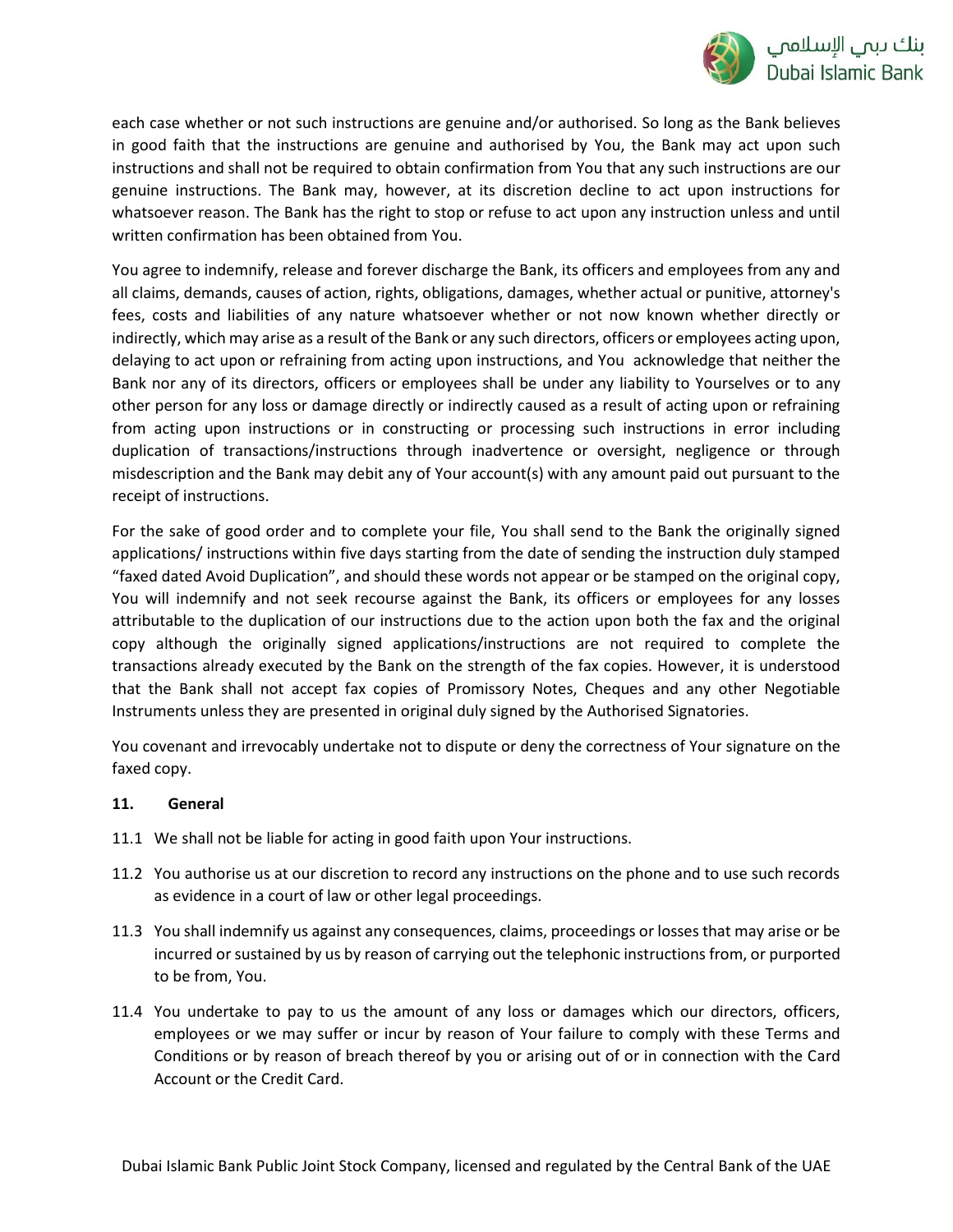each case whether or not such instructions are genuine and/or authorised. So long as the Bank believes in good faith that the instructions are genuine and authorised by You, the Bank may act upon such instructions and shall not be required to obtain confirmation from You that any such instructions are our genuine instructions. The Bank may, however, at its discretion decline to act upon instructions for whatsoever reason. The Bank has the right to stop or refuse to act upon any instruction unless and until written confirmation has been obtained from You.

You agree to indemnify, release and forever discharge the Bank, its officers and employees from any and all claims, demands, causes of action, rights, obligations, damages, whether actual or punitive, attorney's fees, costs and liabilities of any nature whatsoever whether or not now known whether directly or indirectly, which may arise as a result of the Bank or any such directors, officers or employees acting upon, delaying to act upon or refraining from acting upon instructions, and You acknowledge that neither the Bank nor any of its directors, officers or employees shall be under any liability to Yourselves or to any other person for any loss or damage directly or indirectly caused as a result of acting upon or refraining from acting upon instructions or in constructing or processing such instructions in error including duplication of transactions/instructions through inadvertence or oversight, negligence or through misdescription and the Bank may debit any of Your account(s) with any amount paid out pursuant to the receipt of instructions.

For the sake of good order and to complete your file, You shall send to the Bank the originally signed applications/ instructions within five days starting from the date of sending the instruction duly stamped "faxed dated Avoid Duplication", and should these words not appear or be stamped on the original copy, You will indemnify and not seek recourse against the Bank, its officers or employees for any losses attributable to the duplication of our instructions due to the action upon both the fax and the original copy although the originally signed applications/instructions are not required to complete the transactions already executed by the Bank on the strength of the fax copies. However, it is understood that the Bank shall not accept fax copies of Promissory Notes, Cheques and any other Negotiable Instruments unless they are presented in original duly signed by the Authorised Signatories.

You covenant and irrevocably undertake not to dispute or deny the correctness of Your signature on the faxed copy.

**11. General**

11.1 We shall not be liable for acting in good faith upon Your instructions.

11.2 You authorise us at our discretion to record any instructions on the phone and to use such records as evidence in a court of law or other legal proceedings.

11.3 You shall indemnify us against any consequences, claims, proceedings or losses that may arise or be incurred or sustained by us by reason of carrying out the telephonic instructions from, or purported to be from, You.

11.4 You undertake to pay to us the amount of any loss or damages which our directors, officers, employees or we may suffer or incur by reason of Your failure to comply with these Terms and Conditions or by reason of breach thereof by you or arising out of or in connection with the Card Account or the Credit Card.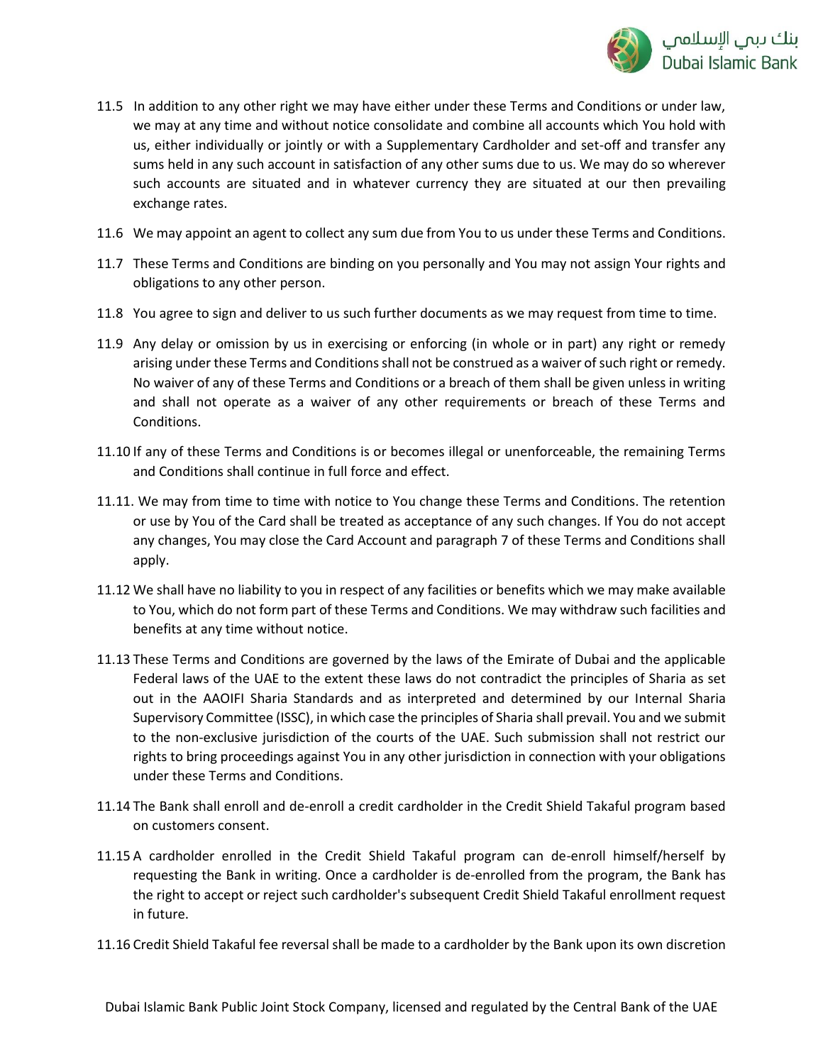11.5 In addition to any other right we may have either under these Terms and Conditions or under law, we may at any time and without notice consolidate and combine all accounts which You hold with us, either individually or jointly or with a Supplementary Cardholder and set-off and transfer any sums held in any such account in satisfaction of any other sums due to us. We may do so wherever such accounts are situated and in whatever currency they are situated at our then prevailing exchange rates.

11.6 We may appoint an agent to collect any sum due from You to us under these Terms and Conditions.

11.7 These Terms and Conditions are binding on you personally and You may not assign Your rights and obligations to any other person.

11.8 You agree to sign and deliver to us such further documents as we may request from time to time.

11.9 Any delay or omission by us in exercising or enforcing (in whole or in part) any right or remedy arising under these Terms and Conditions shall not be construed as a waiver of such right or remedy. No waiver of any of these Terms and Conditions or a breach of them shall be given unless in writing and shall not operate as a waiver of any other requirements or breach of these Terms and Conditions.

11.10 If any of these Terms and Conditions is or becomes illegal or unenforceable, the remaining Terms and Conditions shall continue in full force and effect.

11.11. We may from time to time with notice to You change these Terms and Conditions. The retention or use by You of the Card shall be treated as acceptance of any such changes. If You do not accept any changes, You may close the Card Account and paragraph 7 of these Terms and Conditions shall apply.

11.12 We shall have no liability to you in respect of any facilities or benefits which we may make available to You, which do not form part of these Terms and Conditions. We may withdraw such facilities and benefits at any time without notice.

11.13 These Terms and Conditions are governed by the laws of the Emirate of Dubai and the applicable Federal laws of the UAE to the extent these laws do not contradict the principles of Sharia as set out in the AAOIFI Sharia Standards and as interpreted and determined by our Internal Sharia Supervisory Committee (ISSC), in which case the principles of Sharia shall prevail. You and we submit to the non-exclusive jurisdiction of the courts of the UAE. Such submission shall not restrict our rights to bring proceedings against You in any other jurisdiction in connection with your obligations under these Terms and Conditions.

11.14 The Bank shall enroll and de-enroll a credit cardholder in the Credit Shield Takaful program based on customers consent.

11.15 A cardholder enrolled in the Credit Shield Takaful program can de-enroll himself/herself by requesting the Bank in writing. Once a cardholder is de-enrolled from the program, the Bank has the right to accept or reject such cardholder's subsequent Credit Shield Takaful enrollment request in future.

11.16 Credit Shield Takaful fee reversal shall be made to a cardholder by the Bank upon its own discretion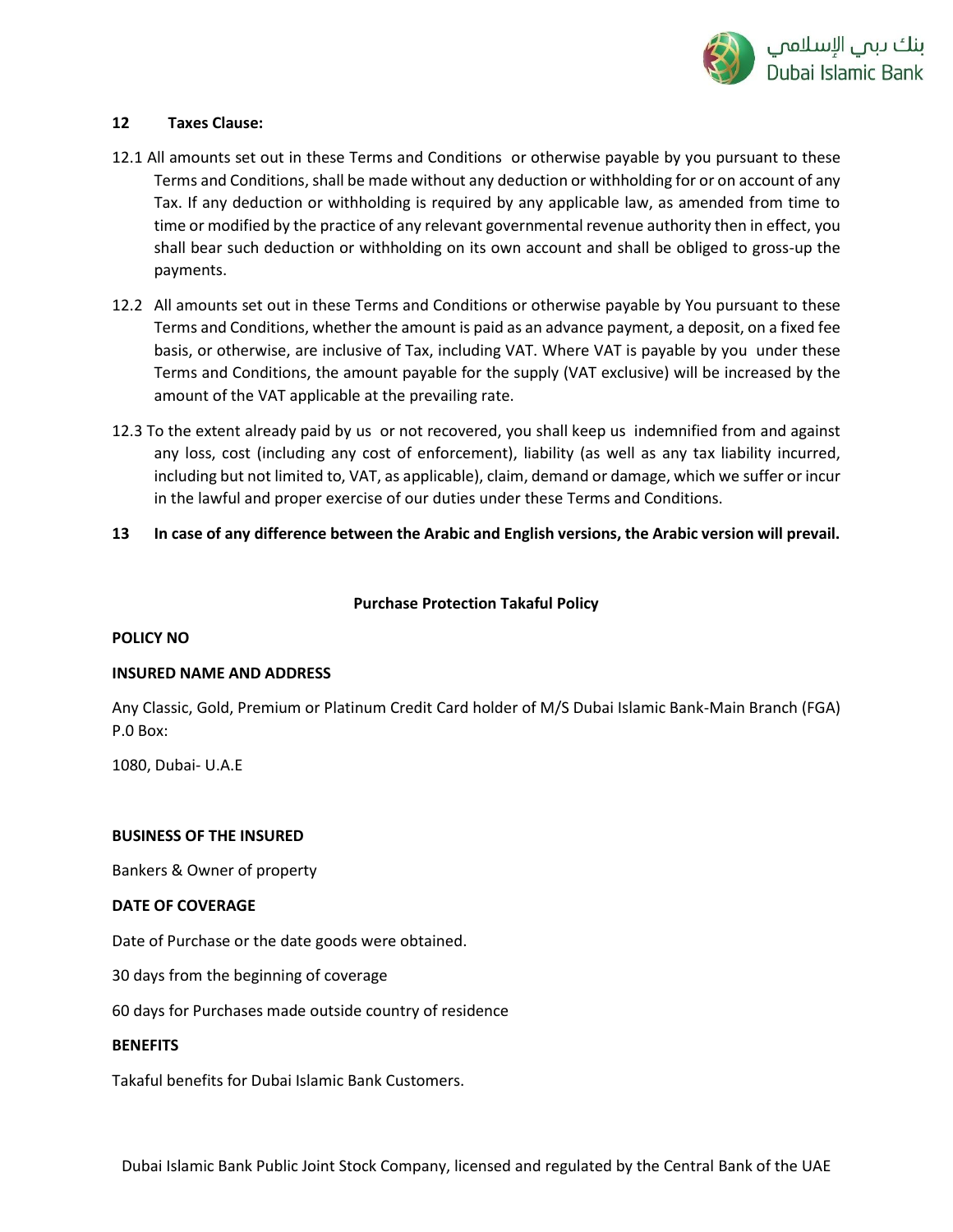## 12 Taxes Clause:

12.1 All amounts set out in these Terms and Conditions or otherwise payable by you pursuant to these Terms and Conditions, shall be made without any deduction or withholding for or on account of any Tax. If any deduction or withholding is required by any applicable law, as amended from time to time or modified by the practice of any relevant governmental revenue authority then in effect, you shall bear such deduction or withholding on its own account and shall be obliged to gross-up the payments.

12.2 All amounts set out in these Terms and Conditions or otherwise payable by You pursuant to these Terms and Conditions, whether the amount is paid as an advance payment, a deposit, on a fixed fee basis, or otherwise, are inclusive of Tax, including VAT. Where VAT is payable by you under these Terms and Conditions, the amount payable for the supply (VAT exclusive) will be increased by the amount of the VAT applicable at the prevailing rate.

12.3 To the extent already paid by us or not recovered, you shall keep us indemnified from and against any loss, cost (including any cost of enforcement), liability (as well as any tax liability incurred, including but not limited to, VAT, as applicable), claim, demand or damage, which we suffer or incur in the lawful and proper exercise of our duties under these Terms and Conditions.

**13 In case of any difference between the Arabic and English versions, the Arabic version will prevail.**

## Purchase Protection Takaful Policy

**POLICY NO**

**INSURED NAME AND ADDRESS**

Any Classic, Gold, Premium or Platinum Credit Card holder of M/S Dubai Islamic Bank-Main Branch (FGA) P.0 Box:

1080, Dubai- U.A.E

**BUSINESS OF THE INSURED**

Bankers & Owner of property

**DATE OF COVERAGE**

Date of Purchase or the date goods were obtained.

30 days from the beginning of coverage

60 days for Purchases made outside country of residence

**BENEFITS**

Takaful benefits for Dubai Islamic Bank Customers.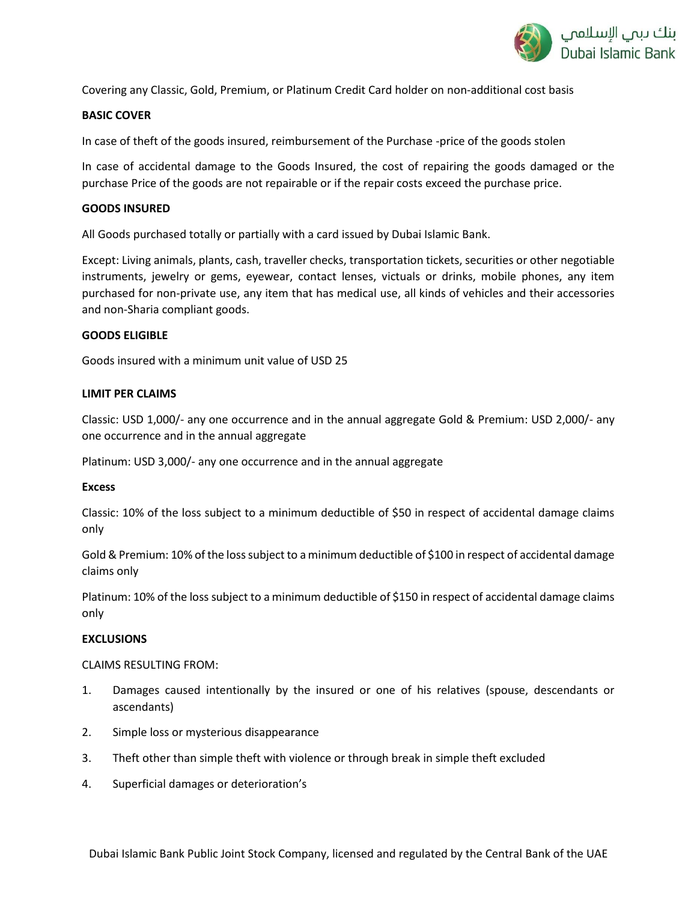Covering any Classic, Gold, Premium, or Platinum Credit Card holder on non-additional cost basis

**BASIC COVER**

In case of theft of the goods insured, reimbursement of the Purchase -price of the goods stolen

In case of accidental damage to the Goods Insured, the cost of repairing the goods damaged or the purchase Price of the goods are not repairable or if the repair costs exceed the purchase price.

**GOODS INSURED**

All Goods purchased totally or partially with a card issued by Dubai Islamic Bank.

Except: Living animals, plants, cash, traveller checks, transportation tickets, securities or other negotiable instruments, jewelry or gems, eyewear, contact lenses, victuals or drinks, mobile phones, any item purchased for non-private use, any item that has medical use, all kinds of vehicles and their accessories and non-Sharia compliant goods.

**GOODS ELIGIBLE**

Goods insured with a minimum unit value of USD 25

**LIMIT PER CLAIMS**

Classic: USD 1,000/- any one occurrence and in the annual aggregate Gold & Premium: USD 2,000/- any one occurrence and in the annual aggregate

Platinum: USD 3,000/- any one occurrence and in the annual aggregate

**Excess**

Classic: 10% of the loss subject to a minimum deductible of $50 in respect of accidental damage claims only

Gold & Premium: 10% of the loss subject to a minimum deductible of $100 in respect of accidental damage claims only

Platinum: 10% of the loss subject to a minimum deductible of $150 in respect of accidental damage claims only

**EXCLUSIONS**

CLAIMS RESULTING FROM:

1. Damages caused intentionally by the insured or one of his relatives (spouse, descendants or ascendants)
2. Simple loss or mysterious disappearance
3. Theft other than simple theft with violence or through break in simple theft excluded
4. Superficial damages or deterioration's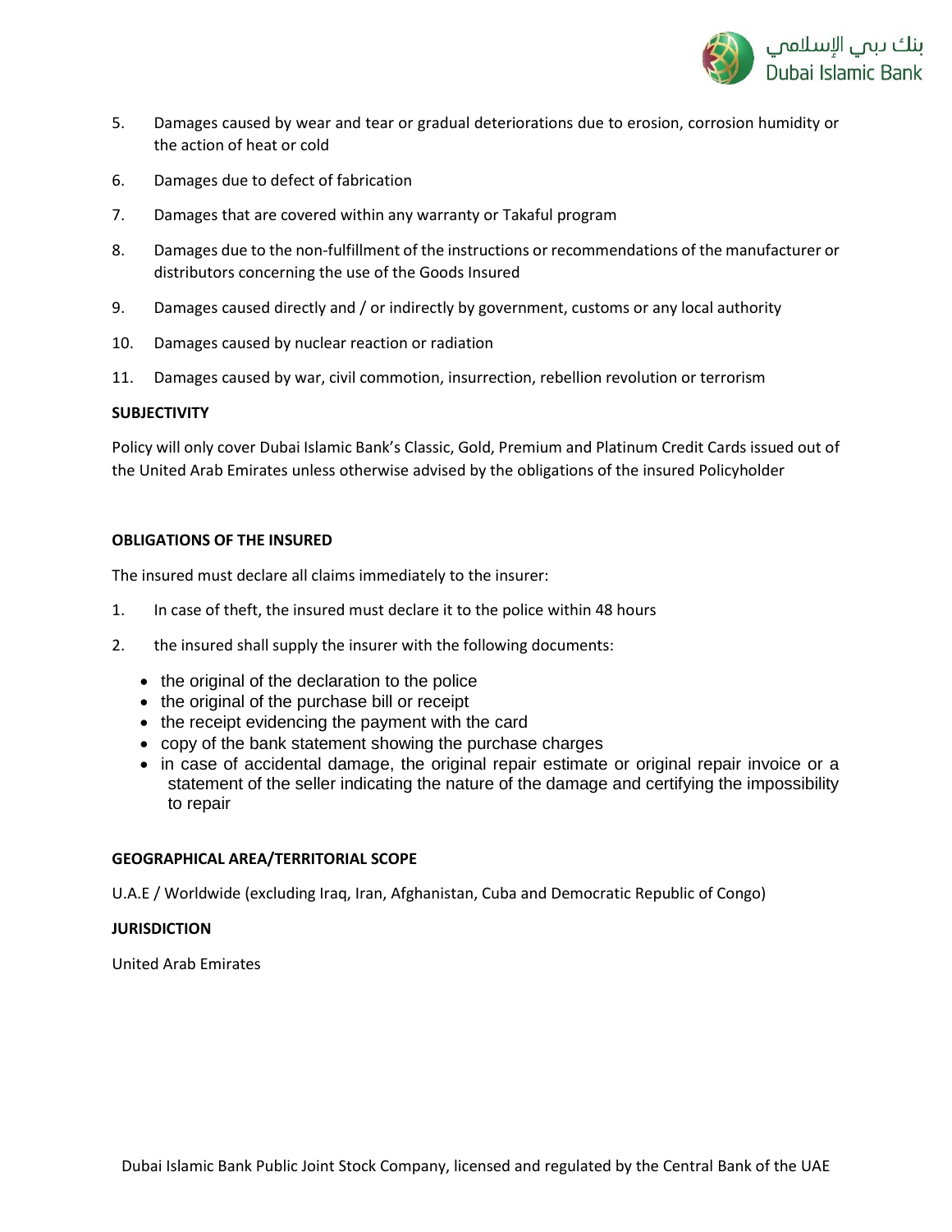5. Damages caused by wear and tear or gradual deteriorations due to erosion, corrosion humidity or the action of heat or cold
6. Damages due to defect of fabrication
7. Damages that are covered within any warranty or Takaful program
8. Damages due to the non-fulfillment of the instructions or recommendations of the manufacturer or distributors concerning the use of the Goods Insured
9. Damages caused directly and / or indirectly by government, customs or any local authority
10. Damages caused by nuclear reaction or radiation
11. Damages caused by war, civil commotion, insurrection, rebellion revolution or terrorism

**SUBJECTIVITY**

Policy will only cover Dubai Islamic Bank's Classic, Gold, Premium and Platinum Credit Cards issued out of the United Arab Emirates unless otherwise advised by the obligations of the insured Policyholder

**OBLIGATIONS OF THE INSURED**

The insured must declare all claims immediately to the insurer:

1. In case of theft, the insured must declare it to the police within 48 hours
2. the insured shall supply the insurer with the following documents:
   - the original of the declaration to the police
   - the original of the purchase bill or receipt
   - the receipt evidencing the payment with the card
   - copy of the bank statement showing the purchase charges
   - in case of accidental damage, the original repair estimate or original repair invoice or a statement of the seller indicating the nature of the damage and certifying the impossibility to repair

**GEOGRAPHICAL AREA/TERRITORIAL SCOPE**

U.A.E / Worldwide (excluding Iraq, Iran, Afghanistan, Cuba and Democratic Republic of Congo)

**JURISDICTION**

United Arab Emirates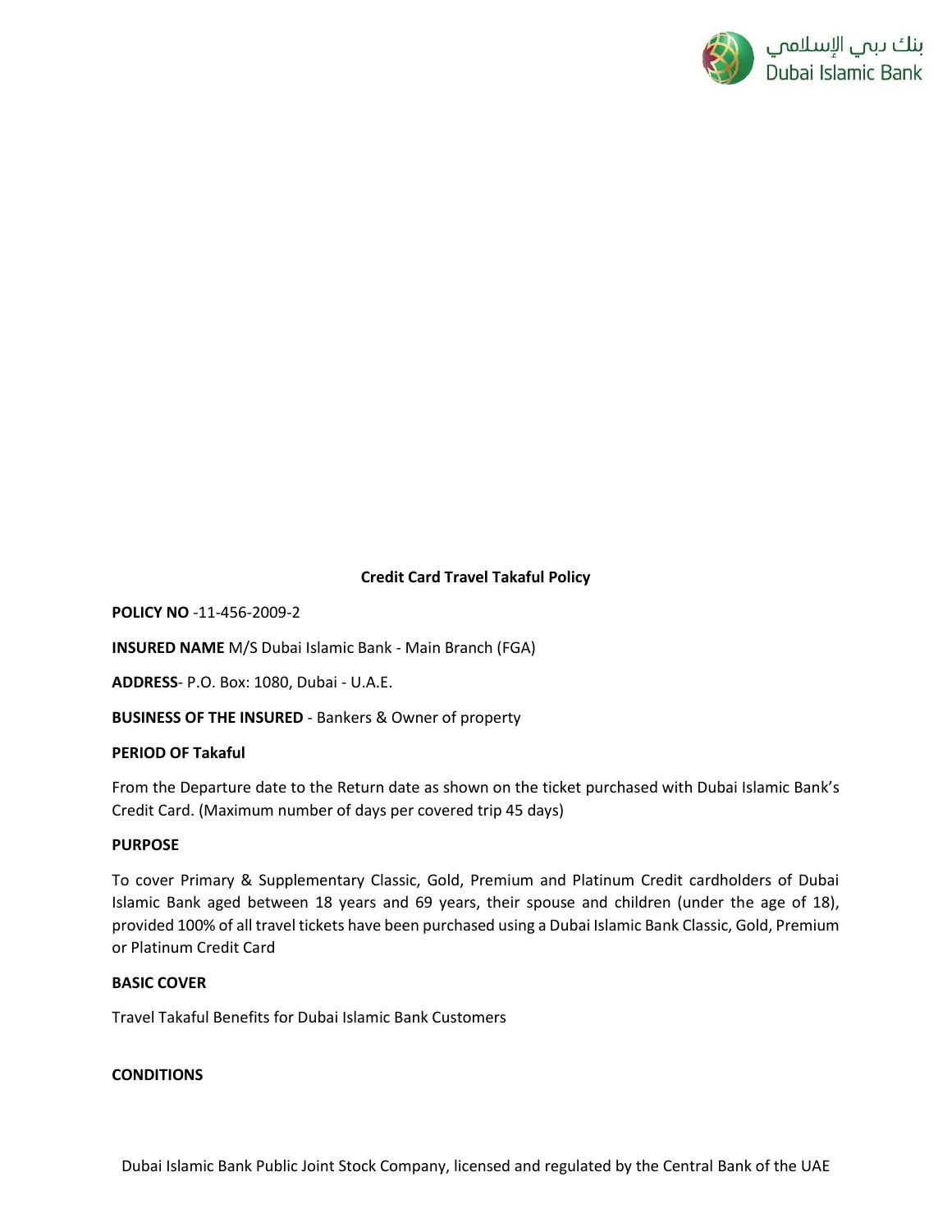**Credit Card Travel Takaful Policy**

**POLICY NO** -11-456-2009-2

**INSURED NAME** M/S Dubai Islamic Bank - Main Branch (FGA)

**ADDRESS**- P.O. Box: 1080, Dubai - U.A.E.

**BUSINESS OF THE INSURED** - Bankers & Owner of property

**PERIOD OF Takaful**

From the Departure date to the Return date as shown on the ticket purchased with Dubai Islamic Bank's Credit Card. (Maximum number of days per covered trip 45 days)

**PURPOSE**

To cover Primary & Supplementary Classic, Gold, Premium and Platinum Credit cardholders of Dubai Islamic Bank aged between 18 years and 69 years, their spouse and children (under the age of 18), provided 100% of all travel tickets have been purchased using a Dubai Islamic Bank Classic, Gold, Premium or Platinum Credit Card

**BASIC COVER**

Travel Takaful Benefits for Dubai Islamic Bank Customers

**CONDITIONS**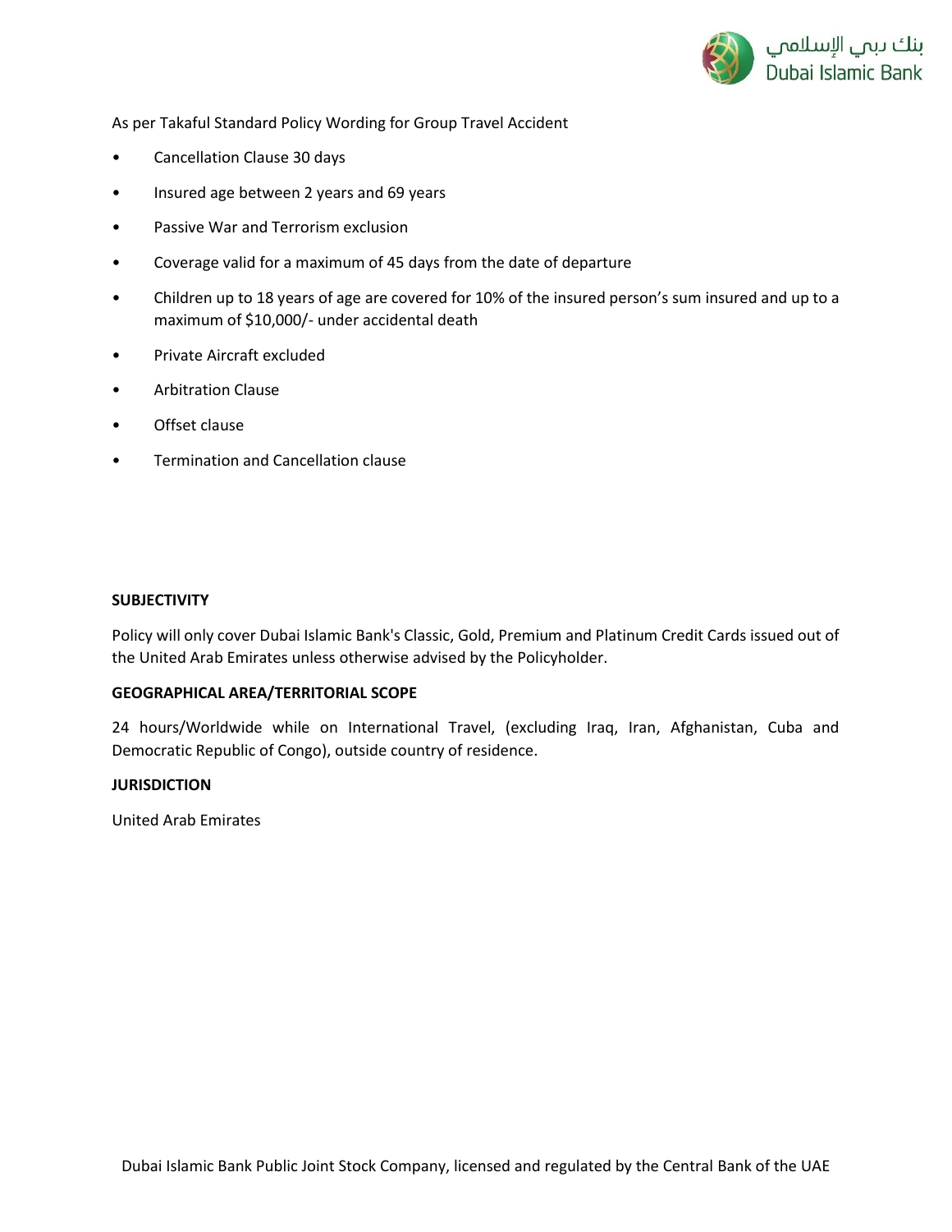As per Takaful Standard Policy Wording for Group Travel Accident

- Cancellation Clause 30 days
- Insured age between 2 years and 69 years
- Passive War and Terrorism exclusion
- Coverage valid for a maximum of 45 days from the date of departure
- Children up to 18 years of age are covered for 10% of the insured person's sum insured and up to a maximum of $10,000/- under accidental death
- Private Aircraft excluded
- Arbitration Clause
- Offset clause
- Termination and Cancellation clause

**SUBJECTIVITY**

Policy will only cover Dubai Islamic Bank's Classic, Gold, Premium and Platinum Credit Cards issued out of the United Arab Emirates unless otherwise advised by the Policyholder.

**GEOGRAPHICAL AREA/TERRITORIAL SCOPE**

24 hours/Worldwide while on International Travel, (excluding Iraq, Iran, Afghanistan, Cuba and Democratic Republic of Congo), outside country of residence.

**JURISDICTION**

United Arab Emirates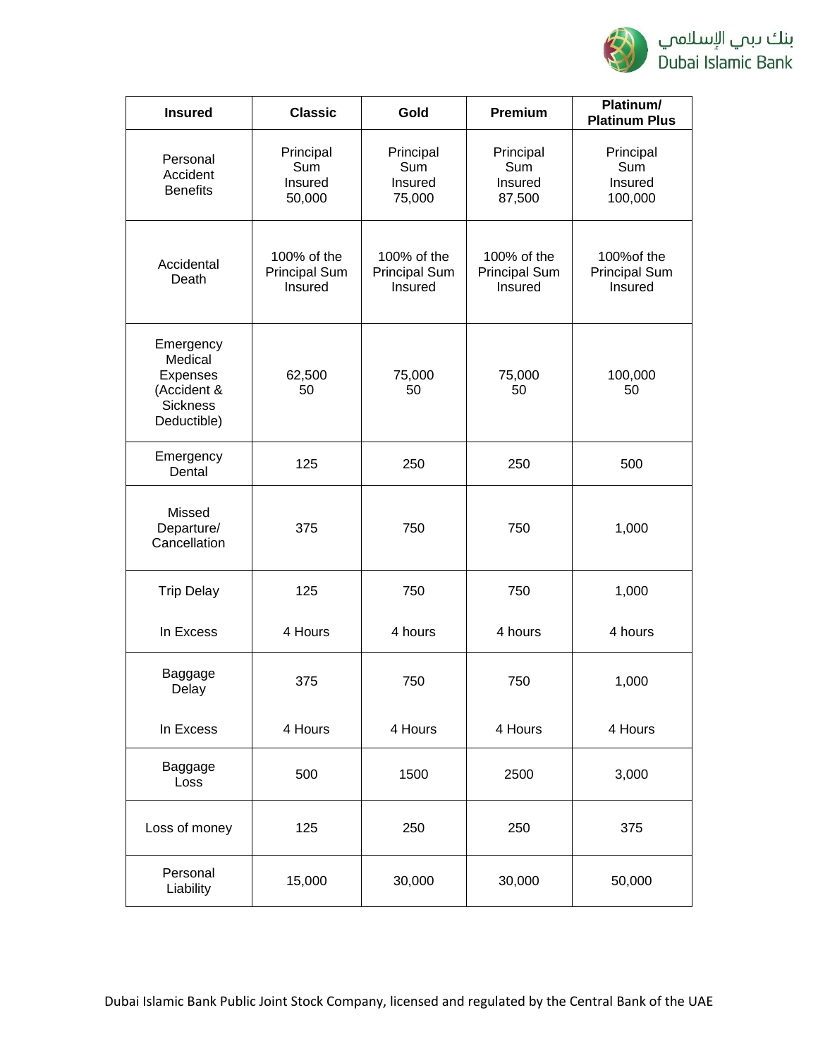| Insured | Classic | Gold | Premium | Platinum/ Platinum Plus |
|---|---|---|---|---|
| Personal Accident Benefits | Principal Sum Insured 50,000 | Principal Sum Insured 75,000 | Principal Sum Insured 87,500 | Principal Sum Insured 100,000 |
| Accidental Death | 100% of the Principal Sum Insured | 100% of the Principal Sum Insured | 100% of the Principal Sum Insured | 100%of the Principal Sum Insured |
| Emergency Medical Expenses (Accident & Sickness Deductible) | 62,500<br>50 | 75,000<br>50 | 75,000<br>50 | 100,000<br>50 |
| Emergency Dental | 125 | 250 | 250 | 500 |
| Missed Departure/ Cancellation | 375 | 750 | 750 | 1,000 |
| Trip Delay<br><br>In Excess | 125<br><br>4 Hours | 750<br><br>4 hours | 750<br><br>4 hours | 1,000<br><br>4 hours |
| Baggage Delay<br><br>In Excess | 375<br><br>4 Hours | 750<br><br>4 Hours | 750<br><br>4 Hours | 1,000<br><br>4 Hours |
| Baggage Loss | 500 | 1500 | 2500 | 3,000 |
| Loss of money | 125 | 250 | 250 | 375 |
| Personal Liability | 15,000 | 30,000 | 30,000 | 50,000 |

Dubai Islamic Bank Public Joint Stock Company, licensed and regulated by the Central Bank of the UAE